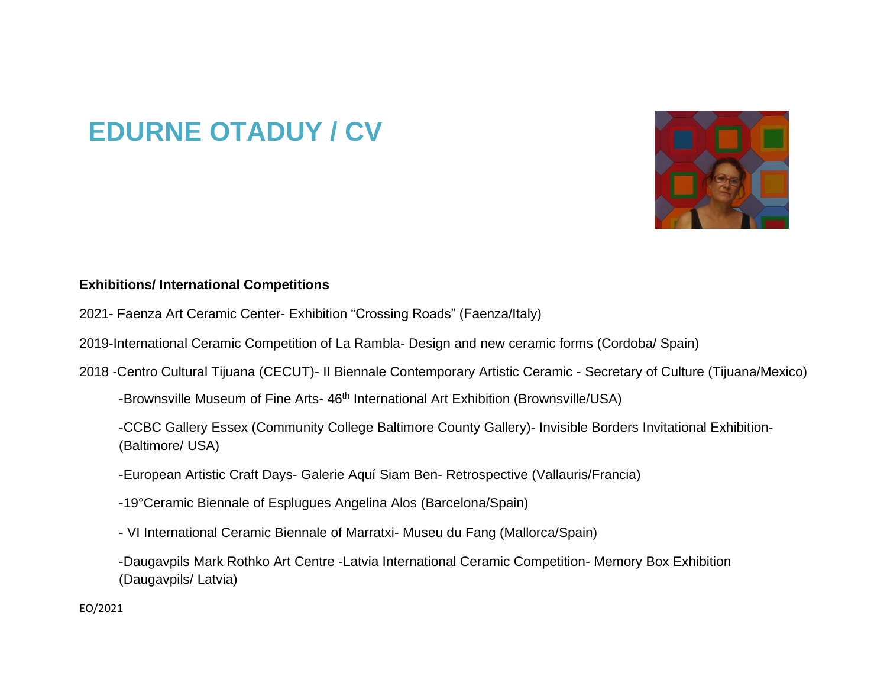# EDURNE OTADUY / CV

**Exhibitions/ International Competitions**

2021- Faenza Art Ceramic Center- Exhibition “Crossing Roads” (Faenza/Italy)

2019-International Ceramic Competition of La Rambla- Design and new ceramic forms (Cordoba/ Spain)

2018 -Centro Cultural Tijuana (CECUT)- II Biennale Contemporary Artistic Ceramic - Secretary of Culture (Tijuana/Mexico)

-Brownsville Museum of Fine Arts- 46th International Art Exhibition (Brownsville/USA)

-CCBC Gallery Essex (Community College Baltimore County Gallery)- Invisible Borders Invitational Exhibition- (Baltimore/ USA)

-European Artistic Craft Days- Galerie Aquí Siam Ben- Retrospective (Vallauris/Francia)

-19°Ceramic Biennale of Esplugues Angelina Alos (Barcelona/Spain)

- VI International Ceramic Biennale of Marratxi- Museu du Fang (Mallorca/Spain)

-Daugavpils Mark Rothko Art Centre -Latvia International Ceramic Competition- Memory Box Exhibition (Daugavpils/ Latvia)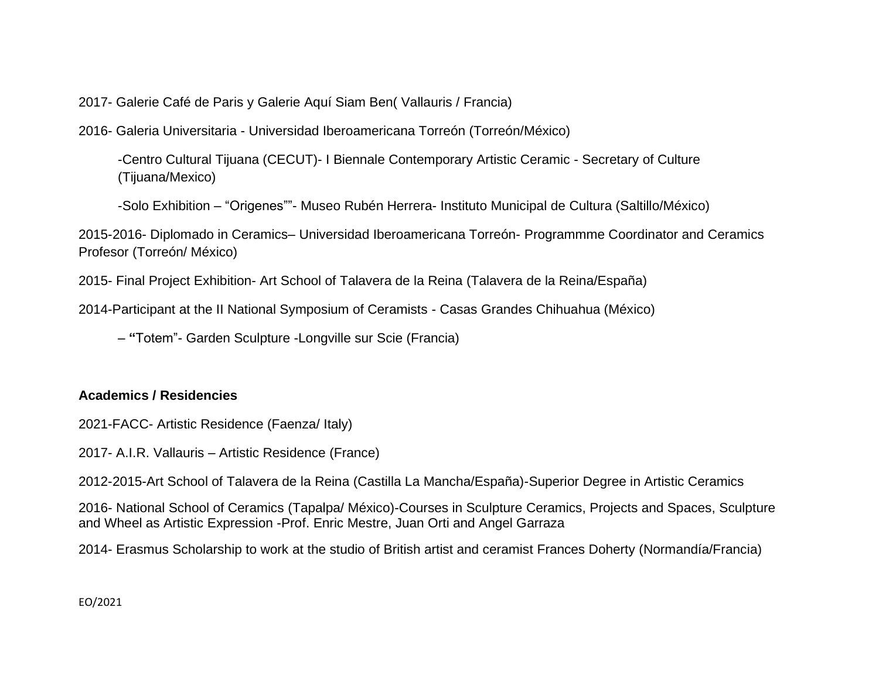2017- Galerie Café de Paris y Galerie Aquí Siam Ben( Vallauris / Francia)

2016- Galeria Universitaria - Universidad Iberoamericana Torreón (Torreón/México)

-Centro Cultural Tijuana (CECUT)- I Biennale Contemporary Artistic Ceramic - Secretary of Culture (Tijuana/Mexico)

-Solo Exhibition – “Origenes””- Museo Rubén Herrera- Instituto Municipal de Cultura (Saltillo/México)

2015-2016- Diplomado in Ceramics– Universidad Iberoamericana Torreón- Programmme Coordinator and Ceramics Profesor (Torreón/ México)

2015- Final Project Exhibition- Art School of Talavera de la Reina (Talavera de la Reina/España)

2014-Participant at the II National Symposium of Ceramists - Casas Grandes Chihuahua (México)

– **“**Totem”- Garden Sculpture -Longville sur Scie (Francia)

**Academics / Residencies**

2021-FACC- Artistic Residence (Faenza/ Italy)

2017- A.I.R. Vallauris – Artistic Residence (France)

2012-2015-Art School of Talavera de la Reina (Castilla La Mancha/España)-Superior Degree in Artistic Ceramics

2016- National School of Ceramics (Tapalpa/ México)-Courses in Sculpture Ceramics, Projects and Spaces, Sculpture and Wheel as Artistic Expression -Prof. Enric Mestre, Juan Orti and Angel Garraza

2014- Erasmus Scholarship to work at the studio of British artist and ceramist Frances Doherty (Normandía/Francia)

EO/2021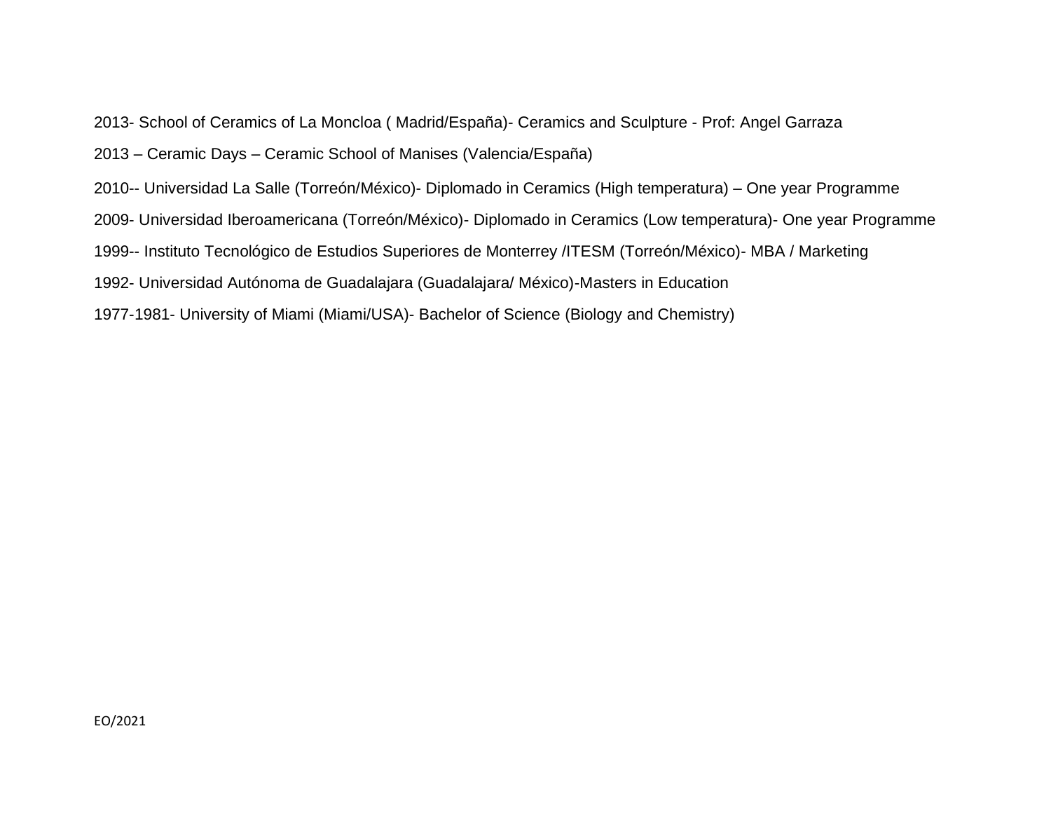2013- School of Ceramics of La Moncloa ( Madrid/España)- Ceramics and Sculpture - Prof: Angel Garraza

2013 – Ceramic Days – Ceramic School of Manises (Valencia/España)

2010-- Universidad La Salle (Torreón/México)- Diplomado in Ceramics (High temperatura) – One year Programme

2009- Universidad Iberoamericana (Torreón/México)- Diplomado in Ceramics (Low temperatura)- One year Programme

1999-- Instituto Tecnológico de Estudios Superiores de Monterrey /ITESM (Torreón/México)- MBA / Marketing

1992- Universidad Autónoma de Guadalajara (Guadalajara/ México)-Masters in Education

1977-1981- University of Miami (Miami/USA)- Bachelor of Science (Biology and Chemistry)

EO/2021